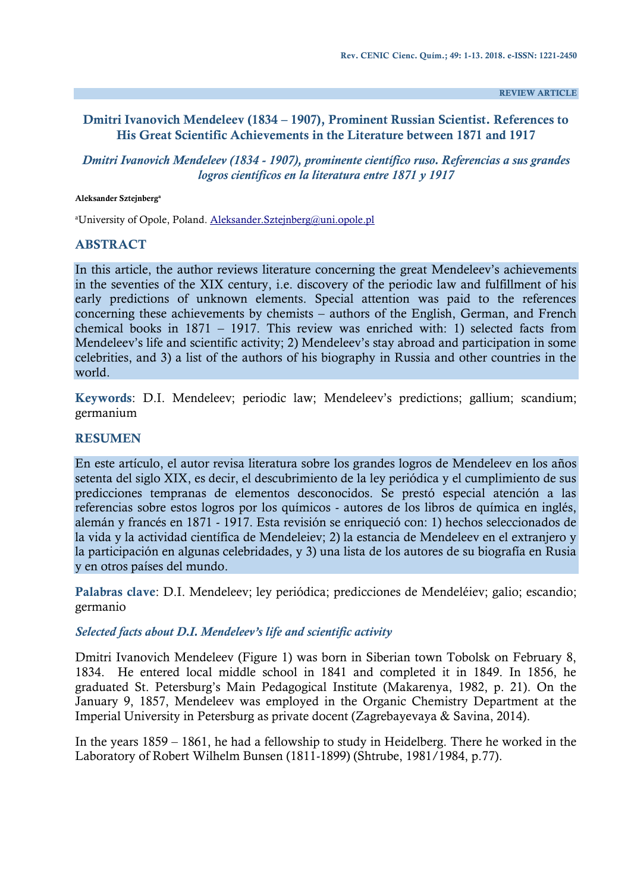REVIEW ARTICLE

# Dmitri Ivanovich Mendeleev (1834 – 1907), Prominent Russian Scientist. References to His Great Scientific Achievements in the Literature between 1871 and 1917

## *Dmitri Ivanovich Mendeleev (1834 - 1907), prominente científico ruso. Referencias a sus grandes logros científicos en la literatura entre 1871 y 1917*

**Aleksander Sztejnberg**[a]

[a]University of Opole, Poland. Aleksander.Sztejnberg@uni.opole.pl

## ABSTRACT

In this article, the author reviews literature concerning the great Mendeleev's achievements in the seventies of the XIX century, i.e. discovery of the periodic law and fulfillment of his early predictions of unknown elements. Special attention was paid to the references concerning these achievements by chemists – authors of the English, German, and French chemical books in 1871 – 1917. This review was enriched with: 1) selected facts from Mendeleev's life and scientific activity; 2) Mendeleev's stay abroad and participation in some celebrities, and 3) a list of the authors of his biography in Russia and other countries in the world.

**Keywords**: D.I. Mendeleev; periodic law; Mendeleev's predictions; gallium; scandium; germanium

## RESUMEN

En este artículo, el autor revisa literatura sobre los grandes logros de Mendeleev en los años setenta del siglo XIX, es decir, el descubrimiento de la ley periódica y el cumplimiento de sus predicciones tempranas de elementos desconocidos. Se prestó especial atención a las referencias sobre estos logros por los químicos - autores de los libros de química en inglés, alemán y francés en 1871 - 1917. Esta revisión se enriqueció con: 1) hechos seleccionados de la vida y la actividad científica de Mendeleiev; 2) la estancia de Mendeleev en el extranjero y la participación en algunas celebridades, y 3) una lista de los autores de su biografía en Rusia y en otros países del mundo.

**Palabras clave**: D.I. Mendeleev; ley periódica; predicciones de Mendeléiev; galio; escandio; germanio

### *Selected facts about D.I. Mendeleev's life and scientific activity*

Dmitri Ivanovich Mendeleev (Figure 1) was born in Siberian town Tobolsk on February 8, 1834. He entered local middle school in 1841 and completed it in 1849. In 1856, he graduated St. Petersburg's Main Pedagogical Institute (Makarenya, 1982, p. 21). On the January 9, 1857, Mendeleev was employed in the Organic Chemistry Department at the Imperial University in Petersburg as private docent (Zagrebayevaya & Savina, 2014).

In the years 1859 – 1861, he had a fellowship to study in Heidelberg. There he worked in the Laboratory of Robert Wilhelm Bunsen (1811-1899) (Shtrube, 1981/1984, p.77).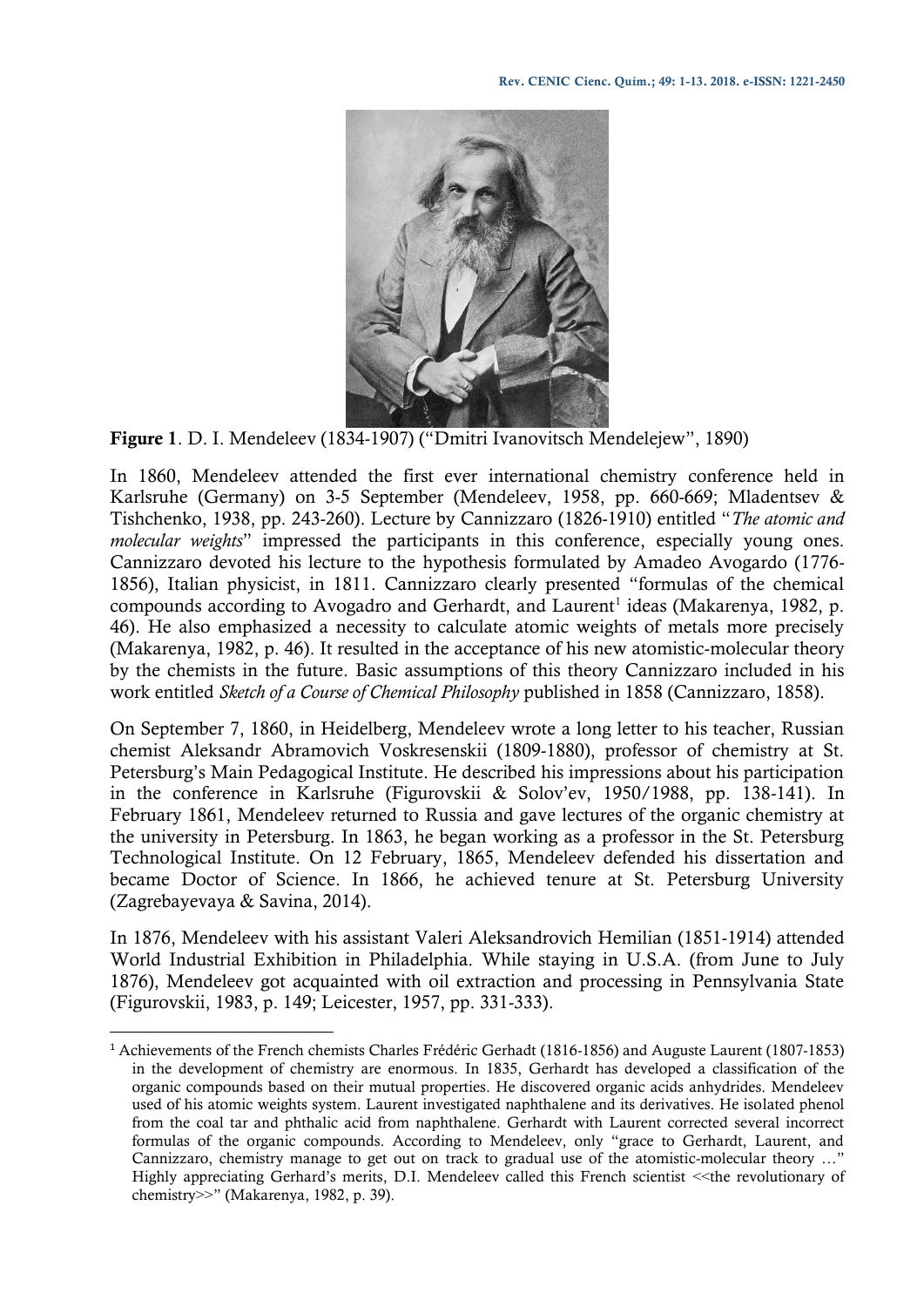**Figure 1**. D. I. Mendeleev (1834-1907) (“Dmitri Ivanovitsch Mendelejew”, 1890)

In 1860, Mendeleev attended the first ever international chemistry conference held in Karlsruhe (Germany) on 3-5 September (Mendeleev, 1958, pp. 660-669; Mladentsev & Tishchenko, 1938, pp. 243-260). Lecture by Cannizzaro (1826-1910) entitled “*The atomic and molecular weights*” impressed the participants in this conference, especially young ones. Cannizzaro devoted his lecture to the hypothesis formulated by Amadeo Avogardo (1776-1856), Italian physicist, in 1811. Cannizzaro clearly presented “formulas of the chemical compounds according to Avogadro and Gerhardt, and Laurent[1] ideas (Makarenya, 1982, p. 46). He also emphasized a necessity to calculate atomic weights of metals more precisely (Makarenya, 1982, p. 46). It resulted in the acceptance of his new atomistic-molecular theory by the chemists in the future. Basic assumptions of this theory Cannizzaro included in his work entitled *Sketch of a Course of Chemical Philosophy* published in 1858 (Cannizzaro, 1858).

On September 7, 1860, in Heidelberg, Mendeleev wrote a long letter to his teacher, Russian chemist Aleksandr Abramovich Voskresenskii (1809-1880), professor of chemistry at St. Petersburg’s Main Pedagogical Institute. He described his impressions about his participation in the conference in Karlsruhe (Figurovskii & Solov’ev, 1950/1988, pp. 138-141). In February 1861, Mendeleev returned to Russia and gave lectures of the organic chemistry at the university in Petersburg. In 1863, he began working as a professor in the St. Petersburg Technological Institute. On 12 February, 1865, Mendeleev defended his dissertation and became Doctor of Science. In 1866, he achieved tenure at St. Petersburg University (Zagrebayevaya & Savina, 2014).

In 1876, Mendeleev with his assistant Valeri Aleksandrovich Hemilian (1851-1914) attended World Industrial Exhibition in Philadelphia. While staying in U.S.A. (from June to July 1876), Mendeleev got acquainted with oil extraction and processing in Pennsylvania State (Figurovskii, 1983, p. 149; Leicester, 1957, pp. 331-333).

---

[1] Achievements of the French chemists Charles Frédéric Gerhadt (1816-1856) and Auguste Laurent (1807-1853) in the development of chemistry are enormous. In 1835, Gerhadt has developed a classification of the organic compounds based on their mutual properties. He discovered organic acids anhydrides. Mendeleev used of his atomic weights system. Laurent investigated naphthalene and its derivatives. He isolated phenol from the coal tar and phthalic acid from naphthalene. Gerhadt with Laurent corrected several incorrect formulas of the organic compounds. According to Mendeleev, only “grace to Gerhadt, Laurent, and Cannizzaro, chemistry manage to get out on track to gradual use of the atomistic-molecular theory …” Highly appreciating Gerhard’s merits, D.I. Mendeleev called this French scientist <<the revolutionary of chemistry>>” (Makarenya, 1982, p. 39).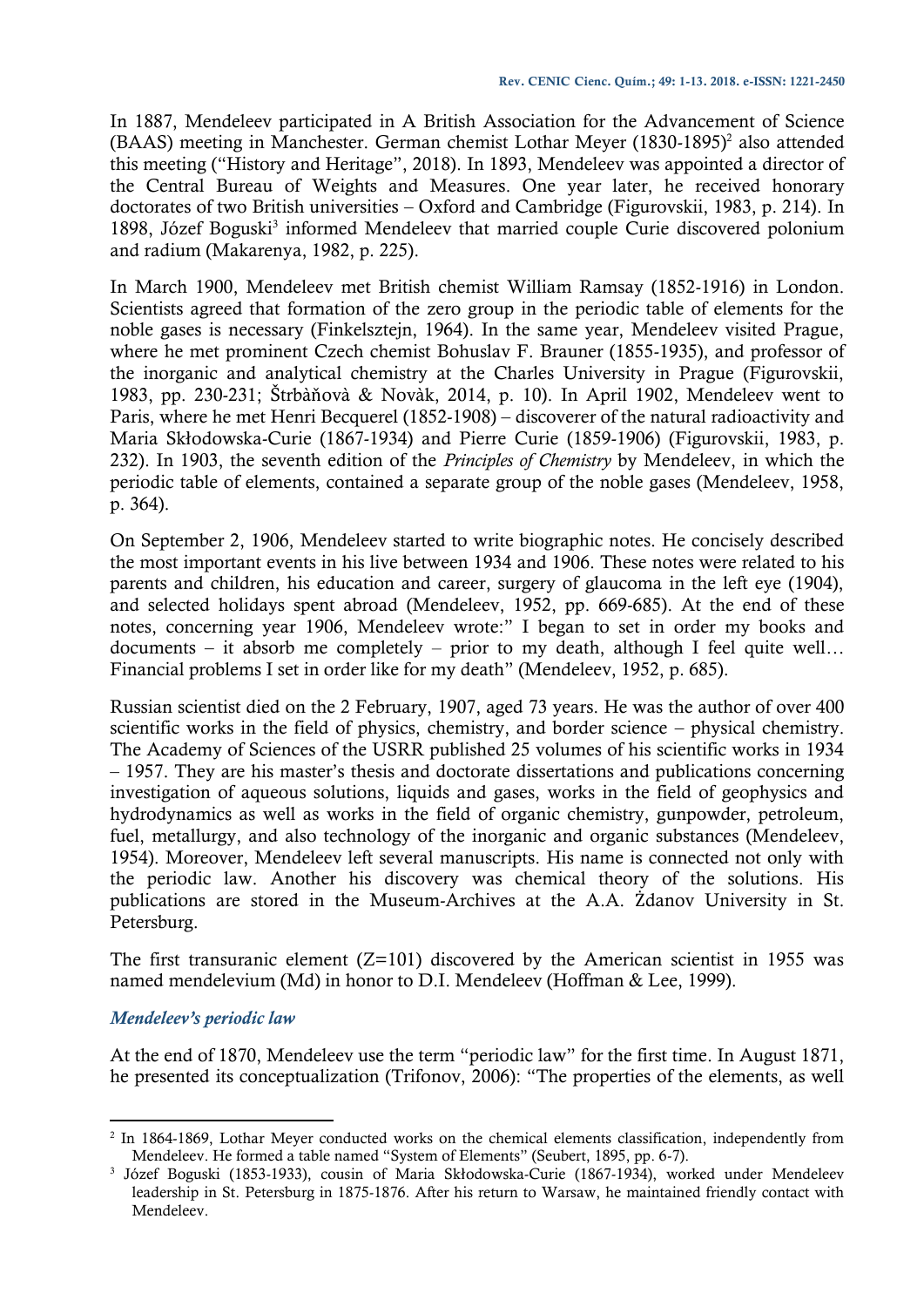In 1887, Mendeleev participated in A British Association for the Advancement of Science (BAAS) meeting in Manchester. German chemist Lothar Meyer (1830-1895)[2] also attended this meeting ("History and Heritage", 2018). In 1893, Mendeleev was appointed a director of the Central Bureau of Weights and Measures. One year later, he received honorary doctorates of two British universities – Oxford and Cambridge (Figurovskii, 1983, p. 214). In 1898, Józef Boguski[3] informed Mendeleev that married couple Curie discovered polonium and radium (Makarenya, 1982, p. 225).

In March 1900, Mendeleev met British chemist William Ramsay (1852-1916) in London. Scientists agreed that formation of the zero group in the periodic table of elements for the noble gases is necessary (Finkelsztejn, 1964). In the same year, Mendeleev visited Prague, where he met prominent Czech chemist Bohuslav F. Brauner (1855-1935), and professor of the inorganic and analytical chemistry at the Charles University in Prague (Figurovskii, 1983, pp. 230-231; Štrbàňovà & Novàk, 2014, p. 10). In April 1902, Mendeleev went to Paris, where he met Henri Becquerel (1852-1908) – discoverer of the natural radioactivity and Maria Skłodowska-Curie (1867-1934) and Pierre Curie (1859-1906) (Figurovskii, 1983, p. 232). In 1903, the seventh edition of the *Principles of Chemistry* by Mendeleev, in which the periodic table of elements, contained a separate group of the noble gases (Mendeleev, 1958, p. 364).

On September 2, 1906, Mendeleev started to write biographic notes. He concisely described the most important events in his live between 1934 and 1906. These notes were related to his parents and children, his education and career, surgery of glaucoma in the left eye (1904), and selected holidays spent abroad (Mendeleev, 1952, pp. 669-685). At the end of these notes, concerning year 1906, Mendeleev wrote:" I began to set in order my books and documents – it absorb me completely – prior to my death, although I feel quite well… Financial problems I set in order like for my death" (Mendeleev, 1952, p. 685).

Russian scientist died on the 2 February, 1907, aged 73 years. He was the author of over 400 scientific works in the field of physics, chemistry, and border science – physical chemistry. The Academy of Sciences of the USRR published 25 volumes of his scientific works in 1934 – 1957. They are his master's thesis and doctorate dissertations and publications concerning investigation of aqueous solutions, liquids and gases, works in the field of geophysics and hydrodynamics as well as works in the field of organic chemistry, gunpowder, petroleum, fuel, metallurgy, and also technology of the inorganic and organic substances (Mendeleev, 1954). Moreover, Mendeleev left several manuscripts. His name is connected not only with the periodic law. Another his discovery was chemical theory of the solutions. His publications are stored in the Museum-Archives at the A.A. Żdanov University in St. Petersburg.

The first transuranic element (Z=101) discovered by the American scientist in 1955 was named mendelevium (Md) in honor to D.I. Mendeleev (Hoffman & Lee, 1999).

### *Mendeleev's periodic law*

At the end of 1870, Mendeleev use the term "periodic law" for the first time. In August 1871, he presented its conceptualization (Trifonov, 2006): "The properties of the elements, as well

---

[2] In 1864-1869, Lothar Meyer conducted works on the chemical elements classification, independently from Mendeleev. He formed a table named "System of Elements" (Seubert, 1895, pp. 6-7).

[3] Józef Boguski (1853-1933), cousin of Maria Skłodowska-Curie (1867-1934), worked under Mendeleev leadership in St. Petersburg in 1875-1876. After his return to Warsaw, he maintained friendly contact with Mendeleev.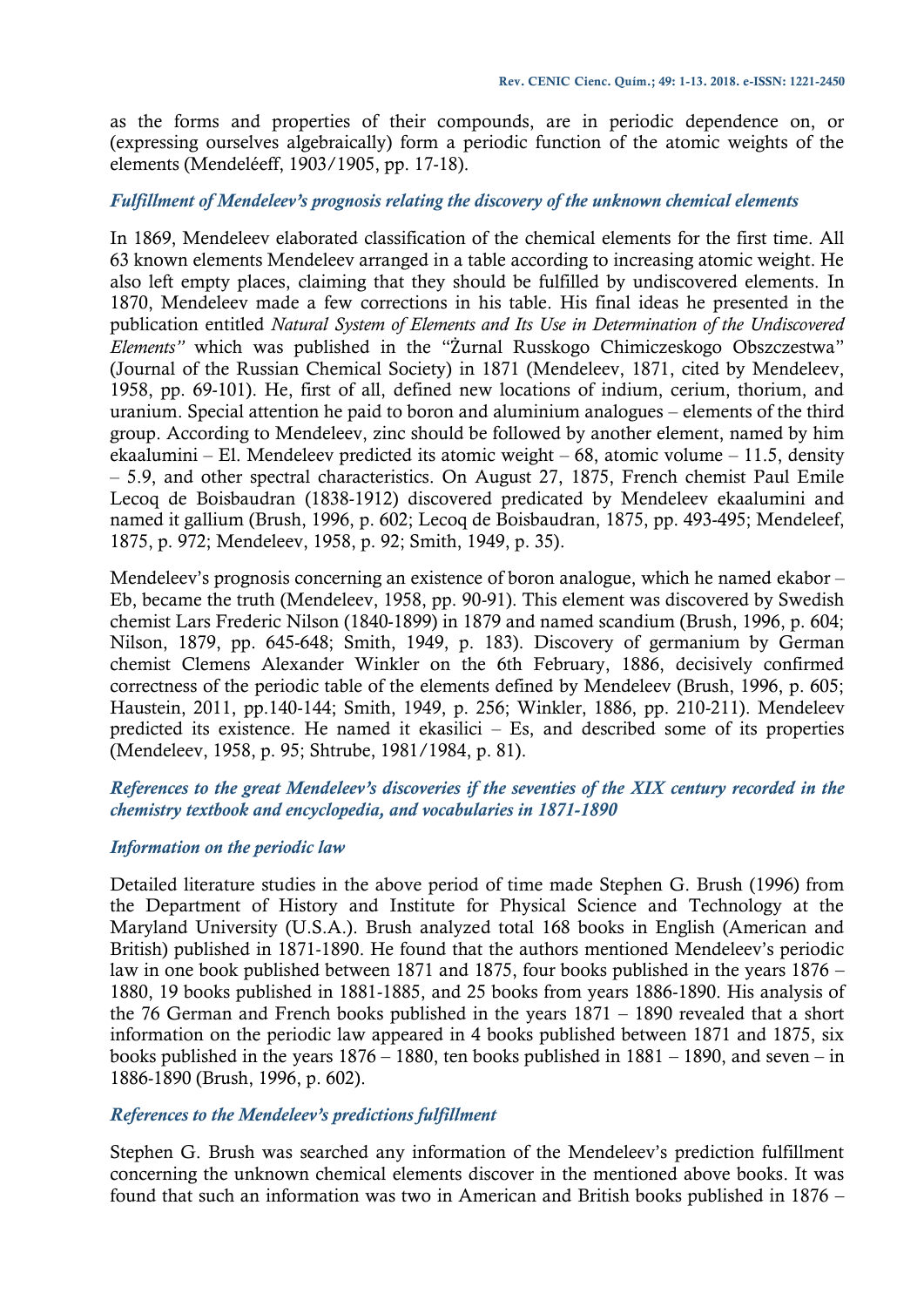as the forms and properties of their compounds, are in periodic dependence on, or (expressing ourselves algebraically) form a periodic function of the atomic weights of the elements (Mendeléeff, 1903/1905, pp. 17-18).

### *Fulfillment of Mendeleev's prognosis relating the discovery of the unknown chemical elements*

In 1869, Mendeleev elaborated classification of the chemical elements for the first time. All 63 known elements Mendeleev arranged in a table according to increasing atomic weight. He also left empty places, claiming that they should be fulfilled by undiscovered elements. In 1870, Mendeleev made a few corrections in his table. His final ideas he presented in the publication entitled *Natural System of Elements and Its Use in Determination of the Undiscovered Elements"* which was published in the "Żurnal Russkogo Chimiczeskogo Obszczestwa" (Journal of the Russian Chemical Society) in 1871 (Mendeleev, 1871, cited by Mendeleev, 1958, pp. 69-101). He, first of all, defined new locations of indium, cerium, thorium, and uranium. Special attention he paid to boron and aluminium analogues – elements of the third group. According to Mendeleev, zinc should be followed by another element, named by him ekaalumini – El. Mendeleev predicted its atomic weight – 68, atomic volume – 11.5, density – 5.9, and other spectral characteristics. On August 27, 1875, French chemist Paul Emile Lecoq de Boisbaudran (1838-1912) discovered predicated by Mendeleev ekaalumini and named it gallium (Brush, 1996, p. 602; Lecoq de Boisbaudran, 1875, pp. 493-495; Mendeleef, 1875, p. 972; Mendeleev, 1958, p. 92; Smith, 1949, p. 35).

Mendeleev's prognosis concerning an existence of boron analogue, which he named ekabor – Eb, became the truth (Mendeleev, 1958, pp. 90-91). This element was discovered by Swedish chemist Lars Frederic Nilson (1840-1899) in 1879 and named scandium (Brush, 1996, p. 604; Nilson, 1879, pp. 645-648; Smith, 1949, p. 183). Discovery of germanium by German chemist Clemens Alexander Winkler on the 6th February, 1886, decisively confirmed correctness of the periodic table of the elements defined by Mendeleev (Brush, 1996, p. 605; Haustein, 2011, pp.140-144; Smith, 1949, p. 256; Winkler, 1886, pp. 210-211). Mendeleev predicted its existence. He named it ekasilici – Es, and described some of its properties (Mendeleev, 1958, p. 95; Shtrube, 1981/1984, p. 81).

### *References to the great Mendeleev's discoveries if the seventies of the XIX century recorded in the chemistry textbook and encyclopedia, and vocabularies in 1871-1890*

### *Information on the periodic law*

Detailed literature studies in the above period of time made Stephen G. Brush (1996) from the Department of History and Institute for Physical Science and Technology at the Maryland University (U.S.A.). Brush analyzed total 168 books in English (American and British) published in 1871-1890. He found that the authors mentioned Mendeleev's periodic law in one book published between 1871 and 1875, four books published in the years 1876 – 1880, 19 books published in 1881-1885, and 25 books from years 1886-1890. His analysis of the 76 German and French books published in the years 1871 – 1890 revealed that a short information on the periodic law appeared in 4 books published between 1871 and 1875, six books published in the years 1876 – 1880, ten books published in 1881 – 1890, and seven – in 1886-1890 (Brush, 1996, p. 602).

### *References to the Mendeleev's predictions fulfillment*

Stephen G. Brush was searched any information of the Mendeleev's prediction fulfillment concerning the unknown chemical elements discover in the mentioned above books. It was found that such an information was two in American and British books published in 1876 –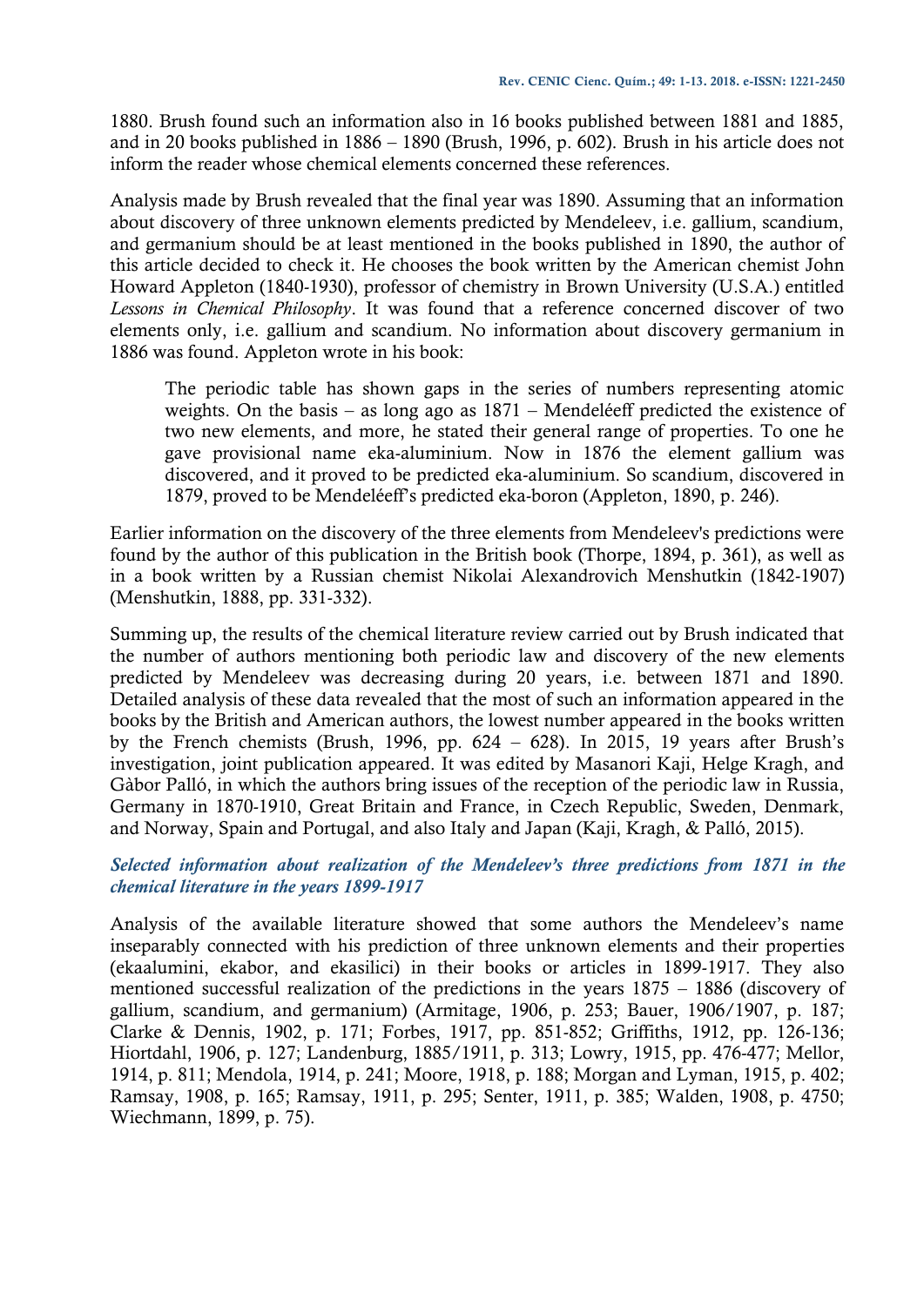1880. Brush found such an information also in 16 books published between 1881 and 1885, and in 20 books published in 1886 – 1890 (Brush, 1996, p. 602). Brush in his article does not inform the reader whose chemical elements concerned these references.

Analysis made by Brush revealed that the final year was 1890. Assuming that an information about discovery of three unknown elements predicted by Mendeleev, i.e. gallium, scandium, and germanium should be at least mentioned in the books published in 1890, the author of this article decided to check it. He chooses the book written by the American chemist John Howard Appleton (1840-1930), professor of chemistry in Brown University (U.S.A.) entitled *Lessons in Chemical Philosophy*. It was found that a reference concerned discover of two elements only, i.e. gallium and scandium. No information about discovery germanium in 1886 was found. Appleton wrote in his book:

> The periodic table has shown gaps in the series of numbers representing atomic weights. On the basis – as long ago as 1871 – Mendeléeff predicted the existence of two new elements, and more, he stated their general range of properties. To one he gave provisional name eka-aluminium. Now in 1876 the element gallium was discovered, and it proved to be predicted eka-aluminium. So scandium, discovered in 1879, proved to be Mendeléeff's predicted eka-boron (Appleton, 1890, p. 246).

Earlier information on the discovery of the three elements from Mendeleev's predictions were found by the author of this publication in the British book (Thorpe, 1894, p. 361), as well as in a book written by a Russian chemist Nikolai Alexandrovich Menshutkin (1842-1907) (Menshutkin, 1888, pp. 331-332).

Summing up, the results of the chemical literature review carried out by Brush indicated that the number of authors mentioning both periodic law and discovery of the new elements predicted by Mendeleev was decreasing during 20 years, i.e. between 1871 and 1890. Detailed analysis of these data revealed that the most of such an information appeared in the books by the British and American authors, the lowest number appeared in the books written by the French chemists (Brush, 1996, pp. 624 – 628). In 2015, 19 years after Brush's investigation, joint publication appeared. It was edited by Masanori Kaji, Helge Kragh, and Gàbor Palló, in which the authors bring issues of the reception of the periodic law in Russia, Germany in 1870-1910, Great Britain and France, in Czech Republic, Sweden, Denmark, and Norway, Spain and Portugal, and also Italy and Japan (Kaji, Kragh, & Palló, 2015).

### *Selected information about realization of the Mendeleev's three predictions from 1871 in the chemical literature in the years 1899-1917*

Analysis of the available literature showed that some authors the Mendeleev's name inseparably connected with his prediction of three unknown elements and their properties (ekaalumini, ekabor, and ekasilici) in their books or articles in 1899-1917. They also mentioned successful realization of the predictions in the years 1875 – 1886 (discovery of gallium, scandium, and germanium) (Armitage, 1906, p. 253; Bauer, 1906/1907, p. 187; Clarke & Dennis, 1902, p. 171; Forbes, 1917, pp. 851-852; Griffiths, 1912, pp. 126-136; Hiortdahl, 1906, p. 127; Landenburg, 1885/1911, p. 313; Lowry, 1915, pp. 476-477; Mellor, 1914, p. 811; Mendola, 1914, p. 241; Moore, 1918, p. 188; Morgan and Lyman, 1915, p. 402; Ramsay, 1908, p. 165; Ramsay, 1911, p. 295; Senter, 1911, p. 385; Walden, 1908, p. 4750; Wiechmann, 1899, p. 75).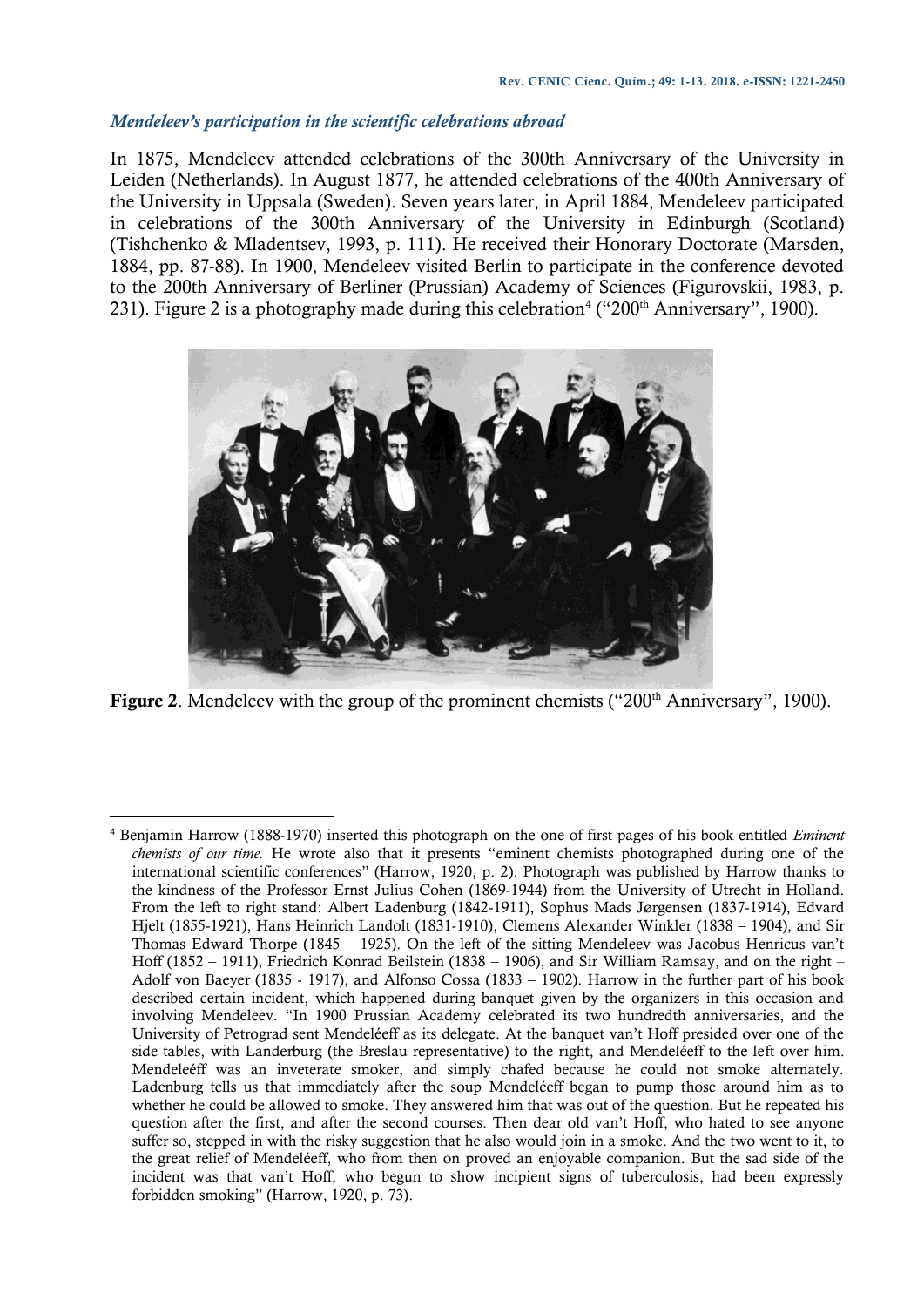### *Mendeleev's participation in the scientific celebrations abroad*

In 1875, Mendeleev attended celebrations of the 300th Anniversary of the University in Leiden (Netherlands). In August 1877, he attended celebrations of the 400th Anniversary of the University in Uppsala (Sweden). Seven years later, in April 1884, Mendeleev participated in celebrations of the 300th Anniversary of the University in Edinburgh (Scotland) (Tishchenko & Mladentsev, 1993, p. 111). He received their Honorary Doctorate (Marsden, 1884, pp. 87-88). In 1900, Mendeleev visited Berlin to participate in the conference devoted to the 200th Anniversary of Berliner (Prussian) Academy of Sciences (Figurovskii, 1983, p. 231). Figure 2 is a photography made during this celebration[4] ("200th Anniversary", 1900).

**Figure 2**. Mendeleev with the group of the prominent chemists ("200th Anniversary", 1900).

[4] Benjamin Harrow (1888-1970) inserted this photograph on the one of first pages of his book entitled *Eminent chemists of our time.* He wrote also that it presents "eminent chemists photographed during one of the international scientific conferences" (Harrow, 1920, p. 2). Photograph was published by Harrow thanks to the kindness of the Professor Ernst Julius Cohen (1869-1944) from the University of Utrecht in Holland. From the left to right stand: Albert Ladenburg (1842-1911), Sophus Mads Jørgensen (1837-1914), Edvard Hjelt (1855-1921), Hans Heinrich Landolt (1831-1910), Clemens Alexander Winkler (1838 – 1904), and Sir Thomas Edward Thorpe (1845 – 1925). On the left of the sitting Mendeleev was Jacobus Henricus van't Hoff (1852 – 1911), Friedrich Konrad Beilstein (1838 – 1906), and Sir William Ramsay, and on the right – Adolf von Baeyer (1835 - 1917), and Alfonso Cossa (1833 – 1902). Harrow in the further part of his book described certain incident, which happened during banquet given by the organizers in this occasion and involving Mendeleev. "In 1900 Prussian Academy celebrated its two hundredth anniversaries, and the University of Petrograd sent Mendeléeff as its delegate. At the banquet van't Hoff presided over one of the side tables, with Landerburg (the Breslau representative) to the right, and Mendeléeff to the left over him. Mendeleéff was an inveterate smoker, and simply chafed because he could not smoke alternately. Ladenburg tells us that immediately after the soup Mendeléeff began to pump those around him as to whether he could be allowed to smoke. They answered him that was out of the question. But he repeated his question after the first, and after the second courses. Then dear old van't Hoff, who hated to see anyone suffer so, stepped in with the risky suggestion that he also would join in a smoke. And the two went to it, to the great relief of Mendeléeff, who from then on proved an enjoyable companion. But the sad side of the incident was that van't Hoff, who begun to show incipient signs of tuberculosis, had been expressly forbidden smoking" (Harrow, 1920, p. 73).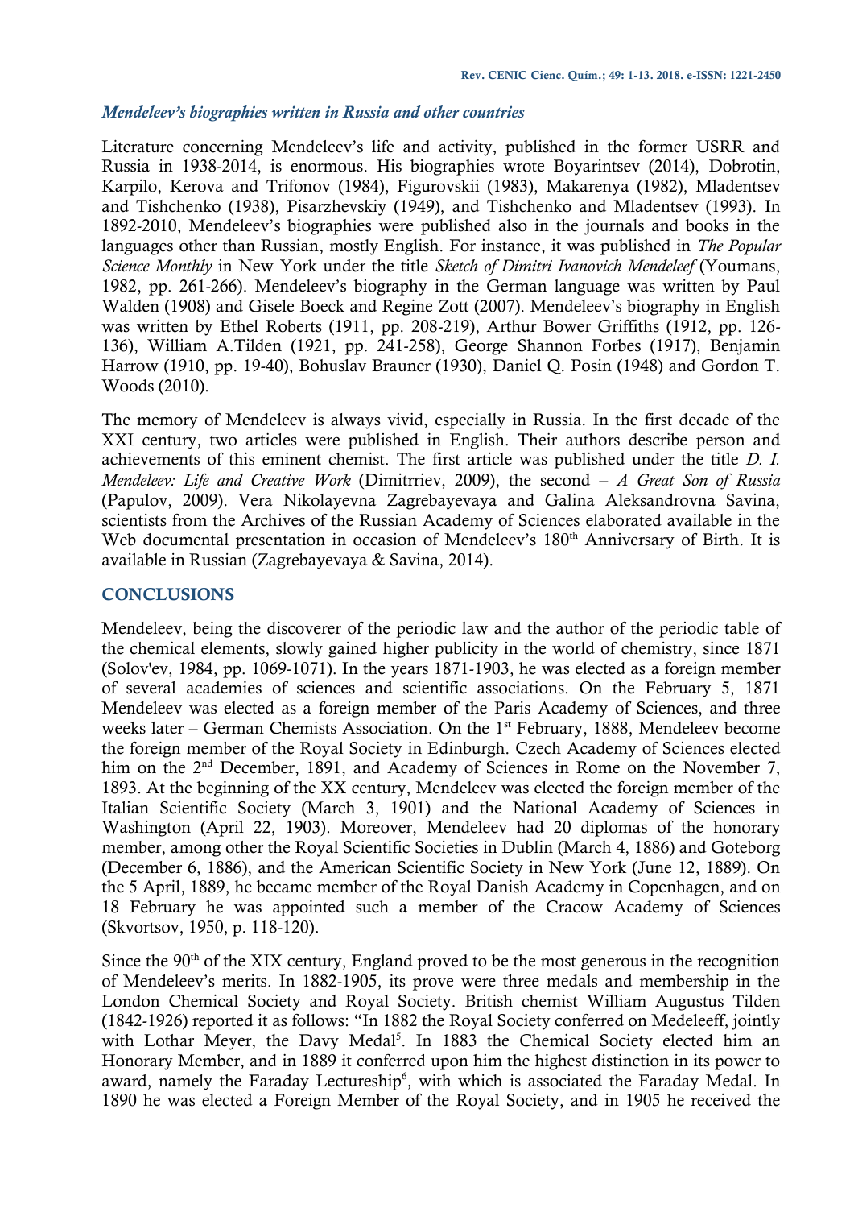### *Mendeleev's biographies written in Russia and other countries*

Literature concerning Mendeleev's life and activity, published in the former USRR and Russia in 1938-2014, is enormous. His biographies wrote Boyarintsev (2014), Dobrotin, Karpilo, Kerova and Trifonov (1984), Figurovskii (1983), Makarenya (1982), Mladentsev and Tishchenko (1938), Pisarzhevskiy (1949), and Tishchenko and Mladentsev (1993). In 1892-2010, Mendeleev's biographies were published also in the journals and books in the languages other than Russian, mostly English. For instance, it was published in *The Popular Science Monthly* in New York under the title *Sketch of Dimitri Ivanovich Mendeleef* (Youmans, 1982, pp. 261-266). Mendeleev's biography in the German language was written by Paul Walden (1908) and Gisele Boeck and Regine Zott (2007). Mendeleev's biography in English was written by Ethel Roberts (1911, pp. 208-219), Arthur Bower Griffiths (1912, pp. 126-136), William A.Tilden (1921, pp. 241-258), George Shannon Forbes (1917), Benjamin Harrow (1910, pp. 19-40), Bohuslav Brauner (1930), Daniel Q. Posin (1948) and Gordon T. Woods (2010).

The memory of Mendeleev is always vivid, especially in Russia. In the first decade of the XXI century, two articles were published in English. Their authors describe person and achievements of this eminent chemist. The first article was published under the title *D. I. Mendeleev: Life and Creative Work* (Dimitrriev, 2009), the second – *A Great Son of Russia* (Papulov, 2009). Vera Nikolayevna Zagrebayevaya and Galina Aleksandrovna Savina, scientists from the Archives of the Russian Academy of Sciences elaborated available in the Web documental presentation in occasion of Mendeleev's 180th Anniversary of Birth. It is available in Russian (Zagrebayevaya & Savina, 2014).

## CONCLUSIONS

Mendeleev, being the discoverer of the periodic law and the author of the periodic table of the chemical elements, slowly gained higher publicity in the world of chemistry, since 1871 (Solov'ev, 1984, pp. 1069-1071). In the years 1871-1903, he was elected as a foreign member of several academies of sciences and scientific associations. On the February 5, 1871 Mendeleev was elected as a foreign member of the Paris Academy of Sciences, and three weeks later – German Chemists Association. On the 1st February, 1888, Mendeleev become the foreign member of the Royal Society in Edinburgh. Czech Academy of Sciences elected him on the 2nd December, 1891, and Academy of Sciences in Rome on the November 7, 1893. At the beginning of the XX century, Mendeleev was elected the foreign member of the Italian Scientific Society (March 3, 1901) and the National Academy of Sciences in Washington (April 22, 1903). Moreover, Mendeleev had 20 diplomas of the honorary member, among other the Royal Scientific Societies in Dublin (March 4, 1886) and Goteborg (December 6, 1886), and the American Scientific Society in New York (June 12, 1889). On the 5 April, 1889, he became member of the Royal Danish Academy in Copenhagen, and on 18 February he was appointed such a member of the Cracow Academy of Sciences (Skvortsov, 1950, p. 118-120).

Since the 90th of the XIX century, England proved to be the most generous in the recognition of Mendeleev's merits. In 1882-1905, its prove were three medals and membership in the London Chemical Society and Royal Society. British chemist William Augustus Tilden (1842-1926) reported it as follows: "In 1882 the Royal Society conferred on Medeleeff, jointly with Lothar Meyer, the Davy Medal[5]. In 1883 the Chemical Society elected him an Honorary Member, and in 1889 it conferred upon him the highest distinction in its power to award, namely the Faraday Lectureship[6], with which is associated the Faraday Medal. In 1890 he was elected a Foreign Member of the Royal Society, and in 1905 he received the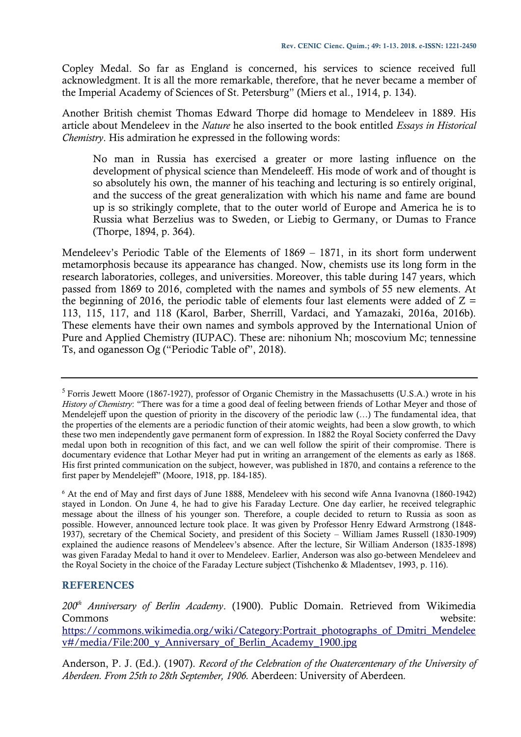Copley Medal. So far as England is concerned, his services to science received full acknowledgment. It is all the more remarkable, therefore, that he never became a member of the Imperial Academy of Sciences of St. Petersburg" (Miers et al., 1914, p. 134).

Another British chemist Thomas Edward Thorpe did homage to Mendeleev in 1889. His article about Mendeleev in the *Nature* he also inserted to the book entitled *Essays in Historical Chemistry*. His admiration he expressed in the following words:

> No man in Russia has exercised a greater or more lasting influence on the development of physical science than Mendeleeff. His mode of work and of thought is so absolutely his own, the manner of his teaching and lecturing is so entirely original, and the success of the great generalization with which his name and fame are bound up is so strikingly complete, that to the outer world of Europe and America he is to Russia what Berzelius was to Sweden, or Liebig to Germany, or Dumas to France (Thorpe, 1894, p. 364).

Mendeleev's Periodic Table of the Elements of 1869 – 1871, in its short form underwent metamorphosis because its appearance has changed. Now, chemists use its long form in the research laboratories, colleges, and universities. Moreover, this table during 147 years, which passed from 1869 to 2016, completed with the names and symbols of 55 new elements. At the beginning of 2016, the periodic table of elements four last elements were added of Z = 113, 115, 117, and 118 (Karol, Barber, Sherrill, Vardaci, and Yamazaki, 2016a, 2016b). These elements have their own names and symbols approved by the International Union of Pure and Applied Chemistry (IUPAC). These are: nihonium Nh; moscovium Mc; tennessine Ts, and oganesson Og ("Periodic Table of", 2018).

---

[5] Forris Jewett Moore (1867-1927), professor of Organic Chemistry in the Massachusetts (U.S.A.) wrote in his *History of Chemistry*: "There was for a time a good deal of feeling between friends of Lothar Meyer and those of Mendelejeff upon the question of priority in the discovery of the periodic law (…) The fundamental idea, that the properties of the elements are a periodic function of their atomic weights, had been a slow growth, to which these two men independently gave permanent form of expression. In 1882 the Royal Society conferred the Davy medal upon both in recognition of this fact, and we can well follow the spirit of their compromise. There is documentary evidence that Lothar Meyer had put in writing an arrangement of the elements as early as 1868. His first printed communication on the subject, however, was published in 1870, and contains a reference to the first paper by Mendelejeff" (Moore, 1918, pp. 184-185).

[6] At the end of May and first days of June 1888, Mendeleev with his second wife Anna Ivanovna (1860-1942) stayed in London. On June 4, he had to give his Faraday Lecture. One day earlier, he received telegraphic message about the illness of his younger son. Therefore, a couple decided to return to Russia as soon as possible. However, announced lecture took place. It was given by Professor Henry Edward Armstrong (1848-1937), secretary of the Chemical Society, and president of this Society – William James Russell (1830-1909) explained the audience reasons of Mendeleev's absence. After the lecture, Sir William Anderson (1835-1898) was given Faraday Medal to hand it over to Mendeleev. Earlier, Anderson was also go-between Mendeleev and the Royal Society in the choice of the Faraday Lecture subject (Tishchenko & Mladentsev, 1993, p. 116).

## REFERENCES

*200th Anniversary of Berlin Academy*. (1900). Public Domain. Retrieved from Wikimedia Commons website: https://commons.wikimedia.org/wiki/Category:Portrait_photographs_of_Dmitri_Mendeleev#/media/File:200_y_Anniversary_of_Berlin_Academy_1900.jpg

Anderson, P. J. (Ed.). (1907). *Record of the Celebration of the Ouatercentenary of the University of Aberdeen. From 25th to 28th September, 1906.* Aberdeen: University of Aberdeen.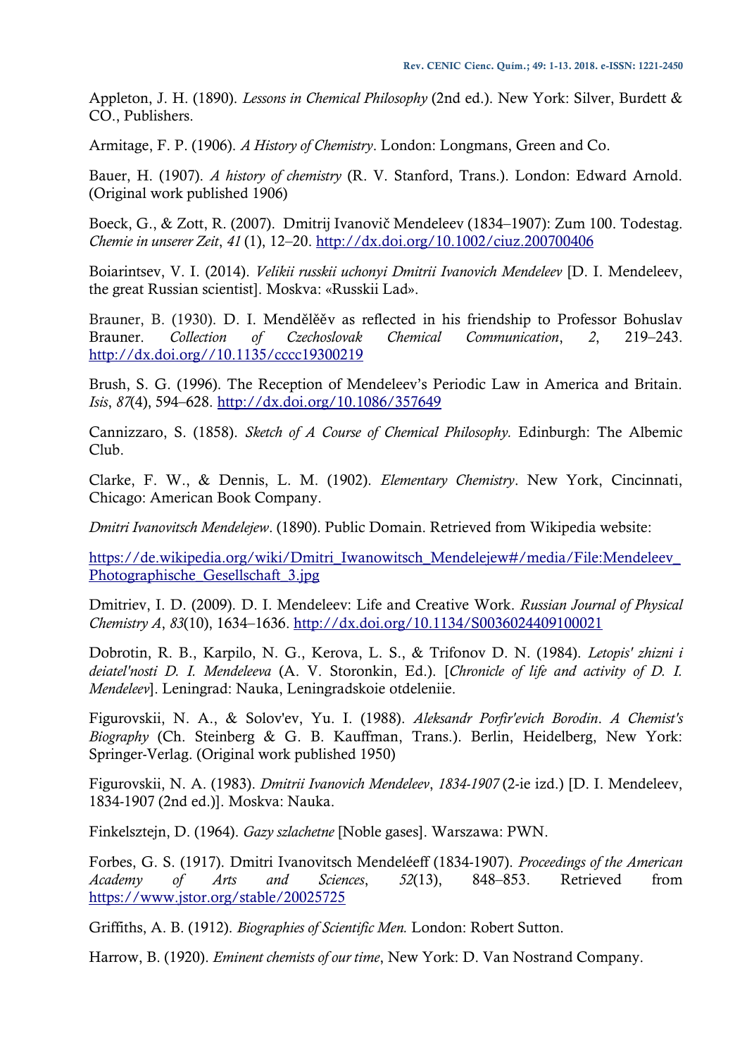Appleton, J. H. (1890). *Lessons in Chemical Philosophy* (2nd ed.). New York: Silver, Burdett & CO., Publishers.

Armitage, F. P. (1906). *A History of Chemistry*. London: Longmans, Green and Co.

Bauer, H. (1907). *A history of chemistry* (R. V. Stanford, Trans.). London: Edward Arnold. (Original work published 1906)

Boeck, G., & Zott, R. (2007). Dmitrij Ivanovič Mendeleev (1834–1907): Zum 100. Todestag. *Chemie in unserer Zeit*, *41* (1), 12–20. http://dx.doi.org/10.1002/ciuz.200700406

Boiarintsev, V. I. (2014). *Velikii russkii uchonyi Dmitrii Ivanovich Mendeleev* [D. I. Mendeleev, the great Russian scientist]. Moskva: «Russkii Lad».

Brauner, B. (1930). D. I. Menděléěv as reflected in his friendship to Professor Bohuslav Brauner. *Collection of Czechoslovak Chemical Communication*, *2*, 219–243. http://dx.doi.org//10.1135/cccc19300219

Brush, S. G. (1996). The Reception of Mendeleev's Periodic Law in America and Britain. *Isis*, *87*(4), 594–628. http://dx.doi.org/10.1086/357649

Cannizzaro, S. (1858). *Sketch of A Course of Chemical Philosophy.* Edinburgh: The Albemic Club.

Clarke, F. W., & Dennis, L. M. (1902). *Elementary Chemistry*. New York, Cincinnati, Chicago: American Book Company.

*Dmitri Ivanovitsch Mendelejew*. (1890). Public Domain. Retrieved from Wikipedia website:

https://de.wikipedia.org/wiki/Dmitri_Iwanowitsch_Mendelejew#/media/File:Mendeleev_Photographische_Gesellschaft_3.jpg

Dmitriev, I. D. (2009). D. I. Mendeleev: Life and Creative Work. *Russian Journal of Physical Chemistry A*, *83*(10), 1634–1636. http://dx.doi.org/10.1134/S0036024409100021

Dobrotin, R. B., Karpilo, N. G., Kerova, L. S., & Trifonov D. N. (1984). *Letopis' zhizni i deiatel'nosti D. I. Mendeleeva* (A. V. Storonkin, Ed.). [*Chronicle of life and activity of D. I. Mendeleev*]. Leningrad: Nauka, Leningradskoie otdeleniie.

Figurovskii, N. A., & Solov'ev, Yu. I. (1988). *Aleksandr Porfir'evich Borodin*. *A Chemist's Biography* (Ch. Steinberg & G. B. Kauffman, Trans.). Berlin, Heidelberg, New York: Springer-Verlag. (Original work published 1950)

Figurovskii, N. A. (1983). *Dmitrii Ivanovich Mendeleev*, *1834-1907* (2-ie izd.) [D. I. Mendeleev, 1834-1907 (2nd ed.)]. Moskva: Nauka.

Finkelsztejn, D. (1964). *Gazy szlachetne* [Noble gases]. Warszawa: PWN.

Forbes, G. S. (1917). Dmitri Ivanovitsch Mendeléeff (1834-1907). *Proceedings of the American Academy of Arts and Sciences*, *52*(13), 848–853. Retrieved from https://www.jstor.org/stable/20025725

Griffiths, A. B. (1912). *Biographies of Scientific Men.* London: Robert Sutton.

Harrow, B. (1920). *Eminent chemists of our time*, New York: D. Van Nostrand Company.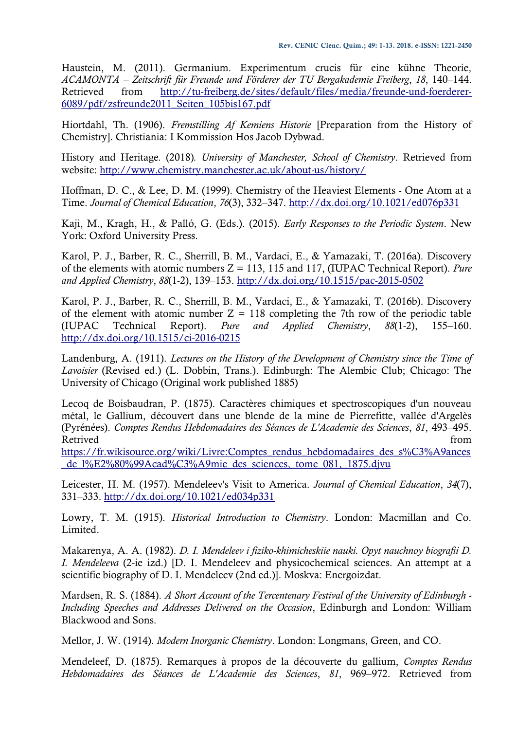Haustein, M. (2011). Germanium. Experimentum crucis für eine kühne Theorie, *ACAMONTA – Zeitschrift für Freunde und Förderer der TU Bergakademie Freiberg*, *18*, 140–144. Retrieved from http://tu-freiberg.de/sites/default/files/media/freunde-und-foerderer-6089/pdf/zsfreunde2011_Seiten_105bis167.pdf

Hiortdahl, Th. (1906). *Fremstilling Af Kemiens Historie* [Preparation from the History of Chemistry]. Christiania: I Kommission Hos Jacob Dybwad.

History and Heritage. (2018). *University of Manchester, School of Chemistry*. Retrieved from website: http://www.chemistry.manchester.ac.uk/about-us/history/

Hoffman, D. C., & Lee, D. M. (1999). Chemistry of the Heaviest Elements - One Atom at a Time. *Journal of Chemical Education*, *76*(3), 332–347. http://dx.doi.org/10.1021/ed076p331

Kaji, M., Kragh, H., & Palló, G. (Eds.). (2015). *Early Responses to the Periodic System*. New York: Oxford University Press.

Karol, P. J., Barber, R. C., Sherrill, B. M., Vardaci, E., & Yamazaki, T. (2016a). Discovery of the elements with atomic numbers Z = 113, 115 and 117, (IUPAC Technical Report). *Pure and Applied Chemistry*, *88*(1-2), 139–153. http://dx.doi.org/10.1515/pac-2015-0502

Karol, P. J., Barber, R. C., Sherrill, B. M., Vardaci, E., & Yamazaki, T. (2016b). Discovery of the element with atomic number Z = 118 completing the 7th row of the periodic table (IUPAC Technical Report). *Pure and Applied Chemistry*, *88*(1-2), 155–160. http://dx.doi.org/10.1515/ci-2016-0215

Landenburg, A. (1911). *Lectures on the History of the Development of Chemistry since the Time of Lavoisier* (Revised ed.) (L. Dobbin, Trans.). Edinburgh: The Alembic Club; Chicago: The University of Chicago (Original work published 1885)

Lecoq de Boisbaudran, P. (1875). Caractères chimiques et spectroscopiques d'un nouveau métal, le Gallium, découvert dans une blende de la mine de Pierrefitte, vallée d'Argelès (Pyrénées). *Comptes Rendus Hebdomadaires des Séances de L'Academie des Sciences*, *81*, 493–495. Retrived from https://fr.wikisource.org/wiki/Livre:Comptes_rendus_hebdomadaires_des_s%C3%A9ances_de_l%E2%80%99Acad%C3%A9mie_des_sciences,_tome_081,_1875.djvu

Leicester, H. M. (1957). Mendeleev's Visit to America. *Journal of Chemical Education*, *34*(7), 331–333. http://dx.doi.org/10.1021/ed034p331

Lowry, T. M. (1915). *Historical Introduction to Chemistry*. London: Macmillan and Co. Limited.

Makarenya, A. A. (1982). *D. I. Mendeleev i fiziko-khimicheskiie nauki. Opyt nauchnoy biografii D. I. Mendeleeva* (2-ie izd.) [D. I. Mendeleev and physicochemical sciences. An attempt at a scientific biography of D. I. Mendeleev (2nd ed.)]. Moskva: Energoizdat.

Mardsen, R. S. (1884). *A Short Account of the Tercentenary Festival of the University of Edinburgh - Including Speeches and Addresses Delivered on the Occasion*, Edinburgh and London: William Blackwood and Sons.

Mellor, J. W. (1914). *Modern Inorganic Chemistry*. London: Longmans, Green, and CO.

Mendeleef, D. (1875). Remarques à propos de la découverte du gallium, *Comptes Rendus Hebdomadaires des Séances de L'Academie des Sciences*, *81*, 969–972. Retrieved from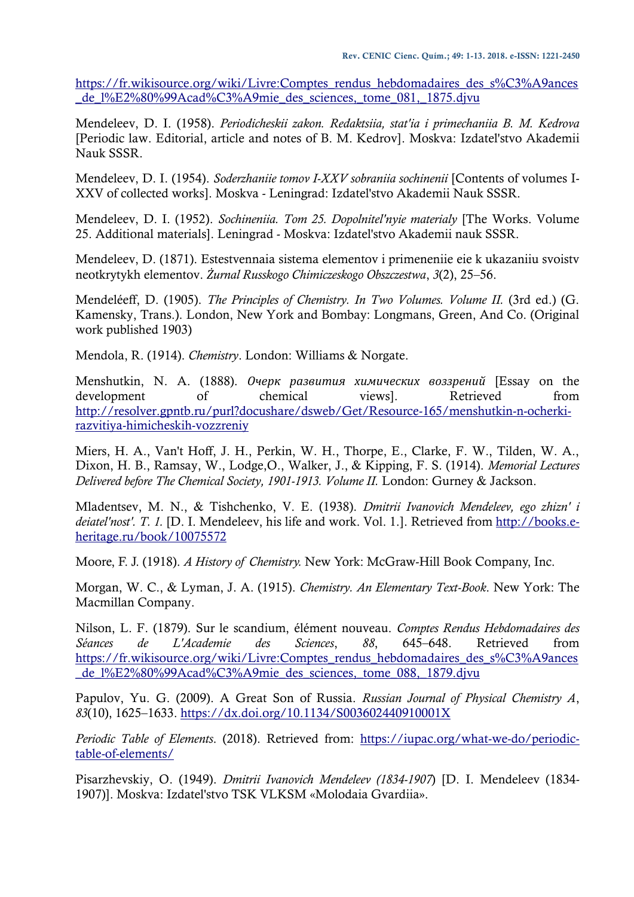https://fr.wikisource.org/wiki/Livre:Comptes_rendus_hebdomadaires_des_s%C3%A9ances_de_l%E2%80%99Acad%C3%A9mie_des_sciences,_tome_081,_1875.djvu

Mendeleev, D. I. (1958). *Periodicheskii zakon. Redaktsiia, stat'ia i primechaniia B. M. Kedrova* [Periodic law. Editorial, article and notes of B. M. Kedrov]. Moskva: Izdatel'stvo Akademii Nauk SSSR.

Mendeleev, D. I. (1954). *Soderzhaniie tomov I-XXV sobraniia sochinenii* [Contents of volumes I-XXV of collected works]. Moskva - Leningrad: Izdatel'stvo Akademii Nauk SSSR.

Mendeleev, D. I. (1952). *Sochineniia. Tom 25. Dopolnitel'nyie materialy* [The Works. Volume 25. Additional materials]. Leningrad - Moskva: Izdatel'stvo Akademii nauk SSSR.

Mendeleev, D. (1871). Estestvennaia sistema elementov i primeneniie eie k ukazaniiu svoistv neotkrytykh elementov. *Żurnal Russkogo Chimiczeskogo Obszczestwa*, *3*(2), 25–56.

Mendeléeff, D. (1905). *The Principles of Chemistry. In Two Volumes. Volume II.* (3rd ed.) (G. Kamensky, Trans.). London, New York and Bombay: Longmans, Green, And Co. (Original work published 1903)

Mendola, R. (1914). *Chemistry*. London: Williams & Norgate.

Menshutkin, N. A. (1888). *Очерк развития химических воззрений* [Essay on the development of chemical views]. Retrieved from http://resolver.gpntb.ru/purl?docushare/dsweb/Get/Resource-165/menshutkin-n-ocherki-razvitiya-himicheskih-vozzreniy

Miers, H. A., Van't Hoff, J. H., Perkin, W. H., Thorpe, E., Clarke, F. W., Tilden, W. A., Dixon, H. B., Ramsay, W., Lodge,O., Walker, J., & Kipping, F. S. (1914). *Memorial Lectures Delivered before The Chemical Society, 1901-1913. Volume II.* London: Gurney & Jackson.

Mladentsev, M. N., & Tishchenko, V. E. (1938). *Dmitrii Ivanovich Mendeleev, ego zhizn' i deiatel'nost'. T. 1.* [D. I. Mendeleev, his life and work. Vol. 1.]. Retrieved from http://books.e-heritage.ru/book/10075572

Moore, F. J. (1918). *A History of Chemistry.* New York: McGraw-Hill Book Company, Inc.

Morgan, W. C., & Lyman, J. A. (1915). *Chemistry. An Elementary Text-Book*. New York: The Macmillan Company.

Nilson, L. F. (1879). Sur le scandium, élément nouveau. *Comptes Rendus Hebdomadaires des Séances de L'Academie des Sciences*, *88*, 645–648. Retrieved from https://fr.wikisource.org/wiki/Livre:Comptes_rendus_hebdomadaires_des_s%C3%A9ances_de_l%E2%80%99Acad%C3%A9mie_des_sciences,_tome_088,_1879.djvu

Papulov, Yu. G. (2009). A Great Son of Russia. *Russian Journal of Physical Chemistry A*, *83*(10), 1625–1633. https://dx.doi.org/10.1134/S003602440910001X

*Periodic Table of Elements*. (2018). Retrieved from: https://iupac.org/what-we-do/periodic-table-of-elements/

Pisarzhevskiy, O. (1949). *Dmitrii Ivanovich Mendeleev (1834-1907*) [D. I. Mendeleev (1834-1907)]. Moskva: Izdatel'stvo TSK VLKSM «Molodaia Gvardiia».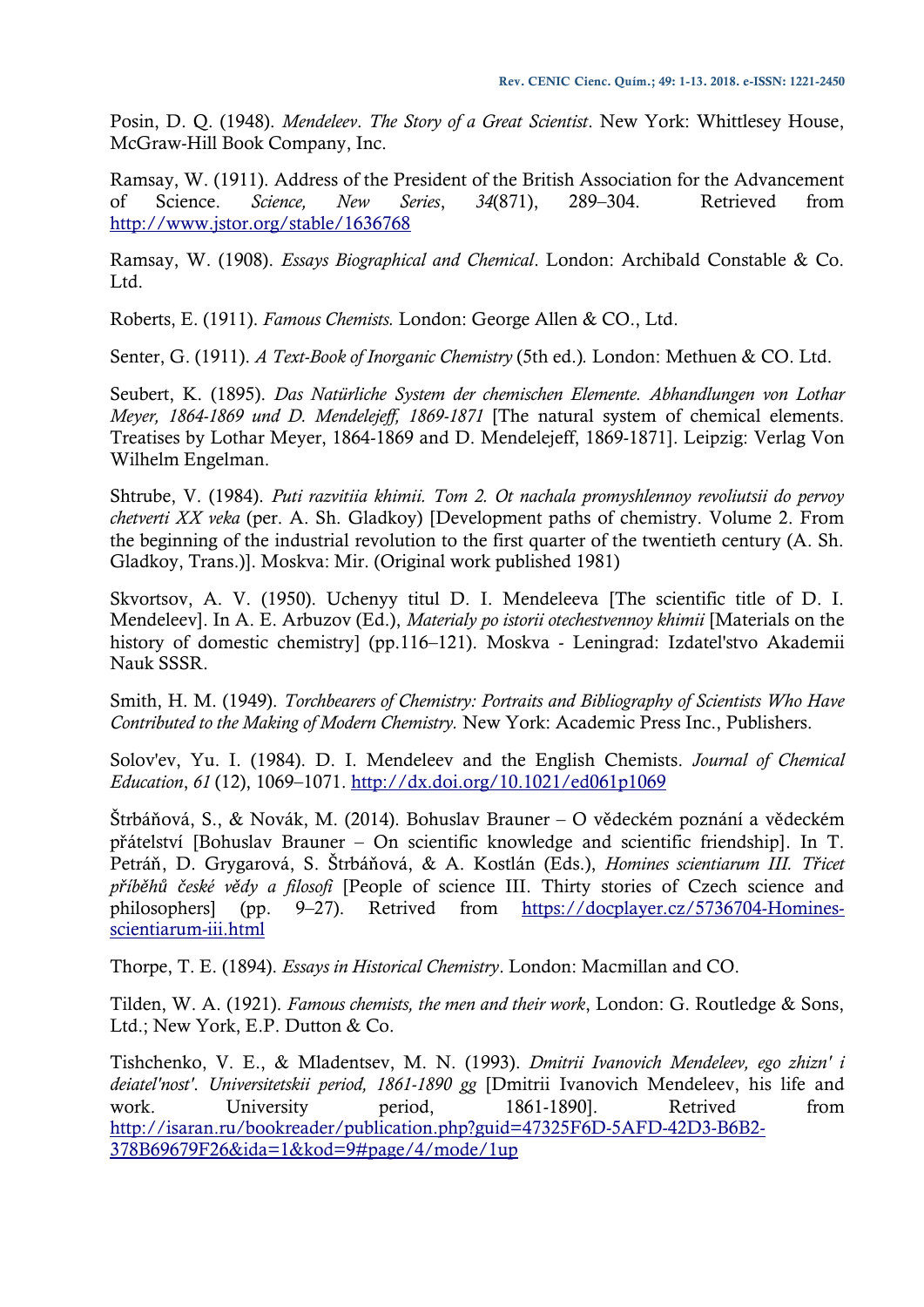Posin, D. Q. (1948). *Mendeleev. The Story of a Great Scientist*. New York: Whittlesey House, McGraw-Hill Book Company, Inc.

Ramsay, W. (1911). Address of the President of the British Association for the Advancement of Science. *Science, New Series*, *34*(871), 289–304. Retrieved from http://www.jstor.org/stable/1636768

Ramsay, W. (1908). *Essays Biographical and Chemical*. London: Archibald Constable & Co. Ltd.

Roberts, E. (1911). *Famous Chemists.* London: George Allen & CO., Ltd.

Senter, G. (1911). *A Text-Book of Inorganic Chemistry* (5th ed.)*.* London: Methuen & CO. Ltd.

Seubert, K. (1895). *Das Natürliche System der chemischen Elemente. Abhandlungen von Lothar Meyer, 1864-1869 und D. Mendelejeff, 1869-1871* [The natural system of chemical elements. Treatises by Lothar Meyer, 1864-1869 and D. Mendelejeff, 1869-1871]. Leipzig: Verlag Von Wilhelm Engelman.

Shtrube, V. (1984). *Puti razvitiia khimii. Tom 2. Ot nachala promyshlennoy revoliutsii do pervoy chetverti XX veka* (per. A. Sh. Gladkoy) [Development paths of chemistry. Volume 2. From the beginning of the industrial revolution to the first quarter of the twentieth century (A. Sh. Gladkoy, Trans.)]. Moskva: Mir. (Original work published 1981)

Skvortsov, A. V. (1950). Uchenyy titul D. I. Mendeleeva [The scientific title of D. I. Mendeleev]. In A. E. Arbuzov (Ed.), *Materialy po istorii otechestvennoy khimii* [Materials on the history of domestic chemistry] (pp.116–121). Moskva - Leningrad: Izdatel'stvo Akademii Nauk SSSR.

Smith, H. M. (1949). *Torchbearers of Chemistry: Portraits and Bibliography of Scientists Who Have Contributed to the Making of Modern Chemistry.* New York: Academic Press Inc., Publishers.

Solov'ev, Yu. I. (1984). D. I. Mendeleev and the English Chemists. *Journal of Chemical Education*, *61* (12), 1069–1071. http://dx.doi.org/10.1021/ed061p1069

Štrbáňová, S., & Novák, M. (2014). Bohuslav Brauner – O vědeckém poznání a vědeckém přátelství [Bohuslav Brauner – On scientific knowledge and scientific friendship]. In T. Petráň, D. Grygarová, S. Štrbáňová, & A. Kostlán (Eds.), *Homines scientiarum III. Třicet příběhů české vědy a filosofi* [People of science III. Thirty stories of Czech science and philosophers] (pp. 9–27). Retrived from https://docplayer.cz/5736704-Homines-scientiarum-iii.html

Thorpe, T. E. (1894). *Essays in Historical Chemistry*. London: Macmillan and CO.

Tilden, W. A. (1921). *Famous chemists, the men and their work*, London: G. Routledge & Sons, Ltd.; New York, E.P. Dutton & Co.

Tishchenko, V. E., & Mladentsev, M. N. (1993). *Dmitrii Ivanovich Mendeleev, ego zhizn' i deiatel'nost'. Universitetskii period, 1861-1890 gg* [Dmitrii Ivanovich Mendeleev, his life and work. University period, 1861-1890]. Retrived from http://isaran.ru/bookreader/publication.php?guid=47325F6D-5AFD-42D3-B6B2-378B69679F26&ida=1&kod=9#page/4/mode/1up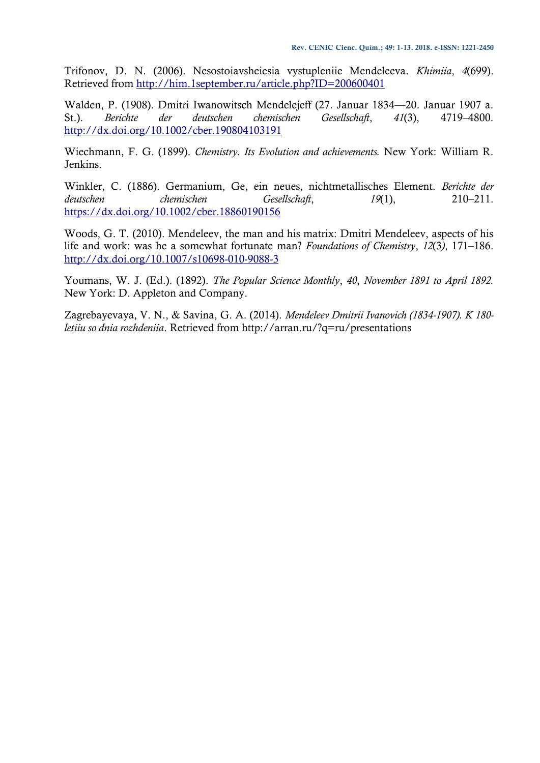Trifonov, D. N. (2006). Nesostoiavsheiesia vystupleniie Mendeleeva. *Khimiia*, *4*(699). Retrieved from http://him.1september.ru/article.php?ID=200600401

Walden, P. (1908). Dmitri Iwanowitsch Mendelejeff (27. Januar 1834—20. Januar 1907 a. St.). *Berichte der deutschen chemischen Gesellschaft*, *41*(3), 4719–4800. http://dx.doi.org/10.1002/cber.190804103191

Wiechmann, F. G. (1899). *Chemistry. Its Evolution and achievements.* New York: William R. Jenkins.

Winkler, C. (1886). Germanium, Ge, ein neues, nichtmetallisches Element. *Berichte der deutschen chemischen Gesellschaft*, *19*(1), 210–211. https://dx.doi.org/10.1002/cber.18860190156

Woods, G. T. (2010). Mendeleev, the man and his matrix: Dmitri Mendeleev, aspects of his life and work: was he a somewhat fortunate man? *Foundations of Chemistry*, *12*(3*)*, 171–186. http://dx.doi.org/10.1007/s10698-010-9088-3

Youmans, W. J. (Ed.). (1892). *The Popular Science Monthly*, *40*, *November 1891 to April 1892.* New York: D. Appleton and Company.

Zagrebayevaya, V. N., & Savina, G. A. (2014). *Mendeleev Dmitrii Ivanovich (1834-1907). K 180-letiiu so dnia rozhdeniia*. Retrieved from http://arran.ru/?q=ru/presentations